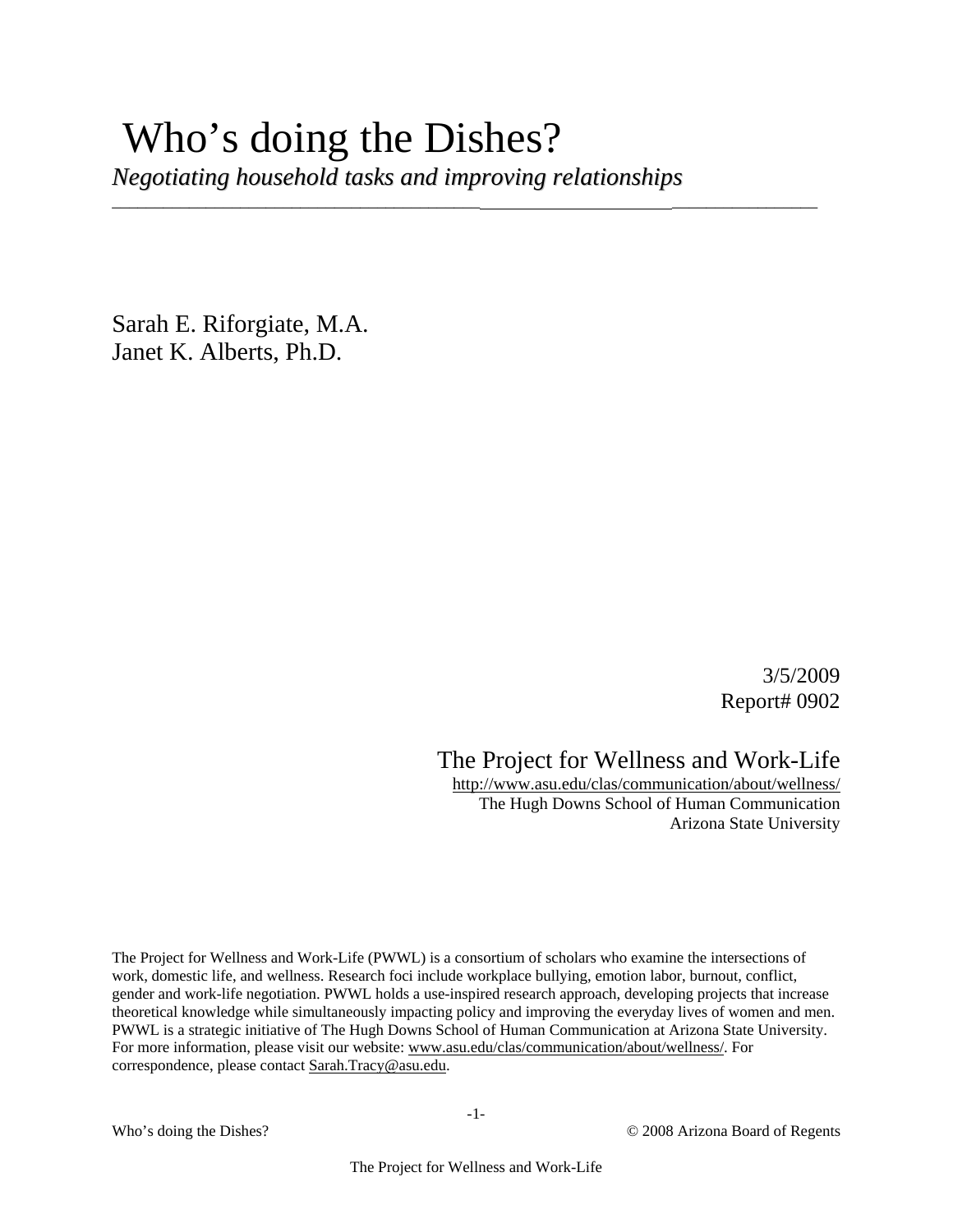# Who's doing the Dishes?

*Negotiating household tasks and improving relationships*

---

Sarah E. Riforgiate, M.A.
Janet K. Alberts, Ph.D.

3/5/2009
Report# 0902

## The Project for Wellness and Work-Life

http://www.asu.edu/clas/communication/about/wellness/
The Hugh Downs School of Human Communication
Arizona State University

The Project for Wellness and Work-Life (PWWL) is a consortium of scholars who examine the intersections of work, domestic life, and wellness. Research foci include workplace bullying, emotion labor, burnout, conflict, gender and work-life negotiation. PWWL holds a use-inspired research approach, developing projects that increase theoretical knowledge while simultaneously impacting policy and improving the everyday lives of women and men. PWWL is a strategic initiative of The Hugh Downs School of Human Communication at Arizona State University. For more information, please visit our website: www.asu.edu/clas/communication/about/wellness/. For correspondence, please contact Sarah.Tracy@asu.edu.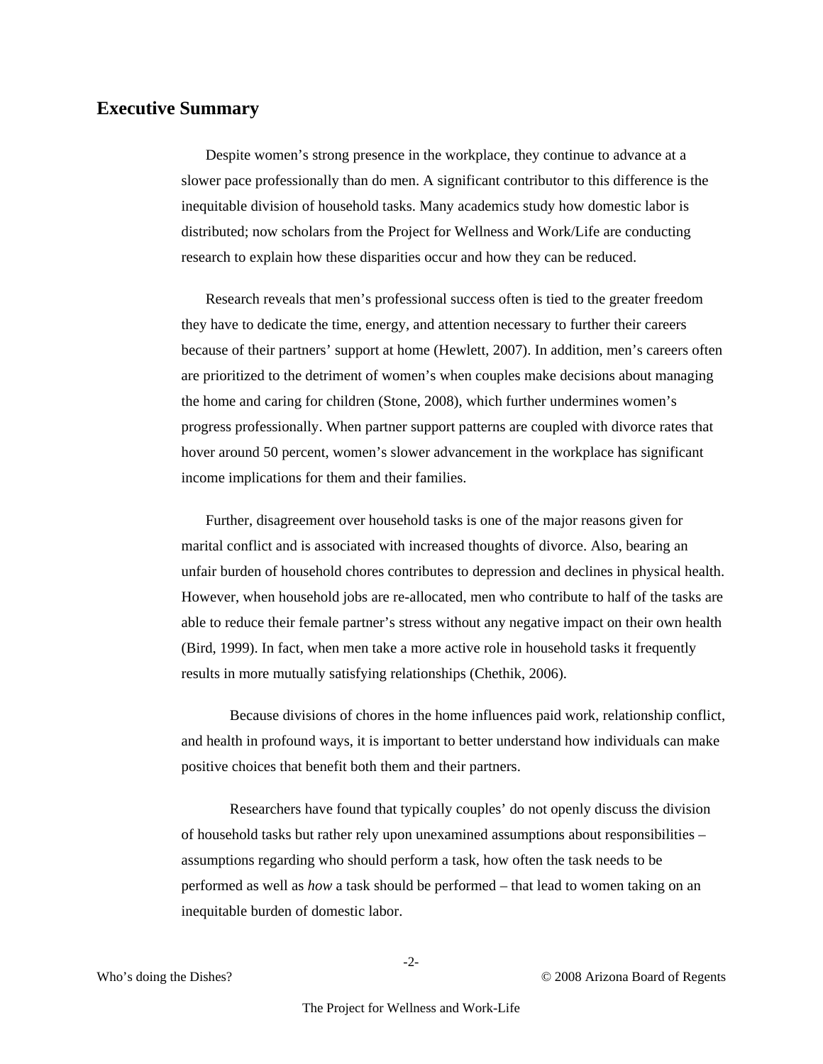## Executive Summary

Despite women's strong presence in the workplace, they continue to advance at a slower pace professionally than do men. A significant contributor to this difference is the inequitable division of household tasks. Many academics study how domestic labor is distributed; now scholars from the Project for Wellness and Work/Life are conducting research to explain how these disparities occur and how they can be reduced.

Research reveals that men's professional success often is tied to the greater freedom they have to dedicate the time, energy, and attention necessary to further their careers because of their partners' support at home (Hewlett, 2007). In addition, men's careers often are prioritized to the detriment of women's when couples make decisions about managing the home and caring for children (Stone, 2008), which further undermines women's progress professionally. When partner support patterns are coupled with divorce rates that hover around 50 percent, women's slower advancement in the workplace has significant income implications for them and their families.

Further, disagreement over household tasks is one of the major reasons given for marital conflict and is associated with increased thoughts of divorce. Also, bearing an unfair burden of household chores contributes to depression and declines in physical health. However, when household jobs are re-allocated, men who contribute to half of the tasks are able to reduce their female partner's stress without any negative impact on their own health (Bird, 1999). In fact, when men take a more active role in household tasks it frequently results in more mutually satisfying relationships (Chethik, 2006).

Because divisions of chores in the home influences paid work, relationship conflict, and health in profound ways, it is important to better understand how individuals can make positive choices that benefit both them and their partners.

Researchers have found that typically couples' do not openly discuss the division of household tasks but rather rely upon unexamined assumptions about responsibilities – assumptions regarding who should perform a task, how often the task needs to be performed as well as *how* a task should be performed – that lead to women taking on an inequitable burden of domestic labor.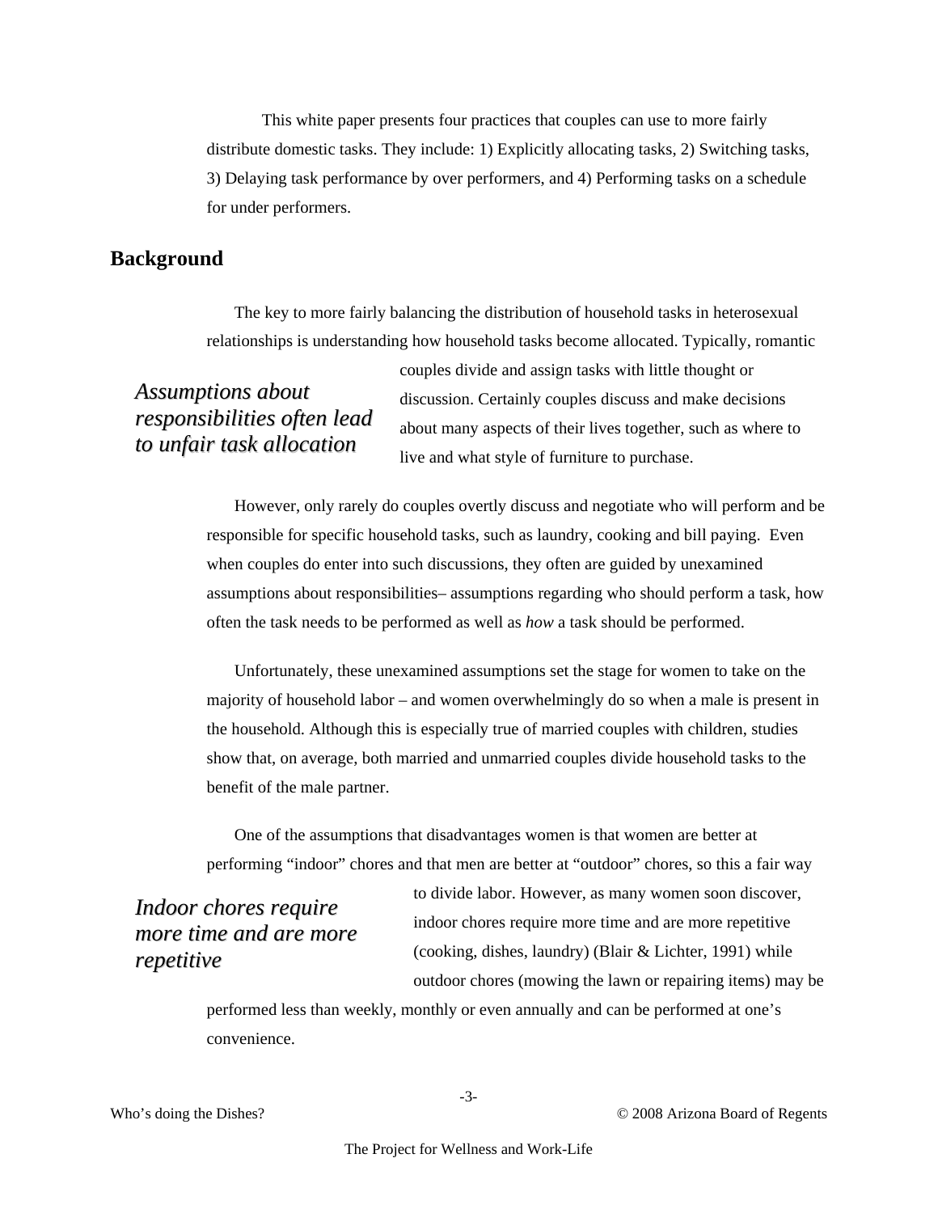This white paper presents four practices that couples can use to more fairly distribute domestic tasks. They include: 1) Explicitly allocating tasks, 2) Switching tasks, 3) Delaying task performance by over performers, and 4) Performing tasks on a schedule for under performers.

## Background

The key to more fairly balancing the distribution of household tasks in heterosexual relationships is understanding how household tasks become allocated. Typically, romantic couples divide and assign tasks with little thought or discussion. Certainly couples discuss and make decisions about many aspects of their lives together, such as where to live and what style of furniture to purchase.

*Assumptions about responsibilities often lead to unfair task allocation*

However, only rarely do couples overtly discuss and negotiate who will perform and be responsible for specific household tasks, such as laundry, cooking and bill paying. Even when couples do enter into such discussions, they often are guided by unexamined assumptions about responsibilities– assumptions regarding who should perform a task, how often the task needs to be performed as well as *how* a task should be performed.

Unfortunately, these unexamined assumptions set the stage for women to take on the majority of household labor – and women overwhelmingly do so when a male is present in the household. Although this is especially true of married couples with children, studies show that, on average, both married and unmarried couples divide household tasks to the benefit of the male partner.

One of the assumptions that disadvantages women is that women are better at performing "indoor" chores and that men are better at "outdoor" chores, so this a fair way to divide labor. However, as many women soon discover, indoor chores require more time and are more repetitive (cooking, dishes, laundry) (Blair & Lichter, 1991) while outdoor chores (mowing the lawn or repairing items) may be performed less than weekly, monthly or even annually and can be performed at one's convenience.

*Indoor chores require more time and are more repetitive*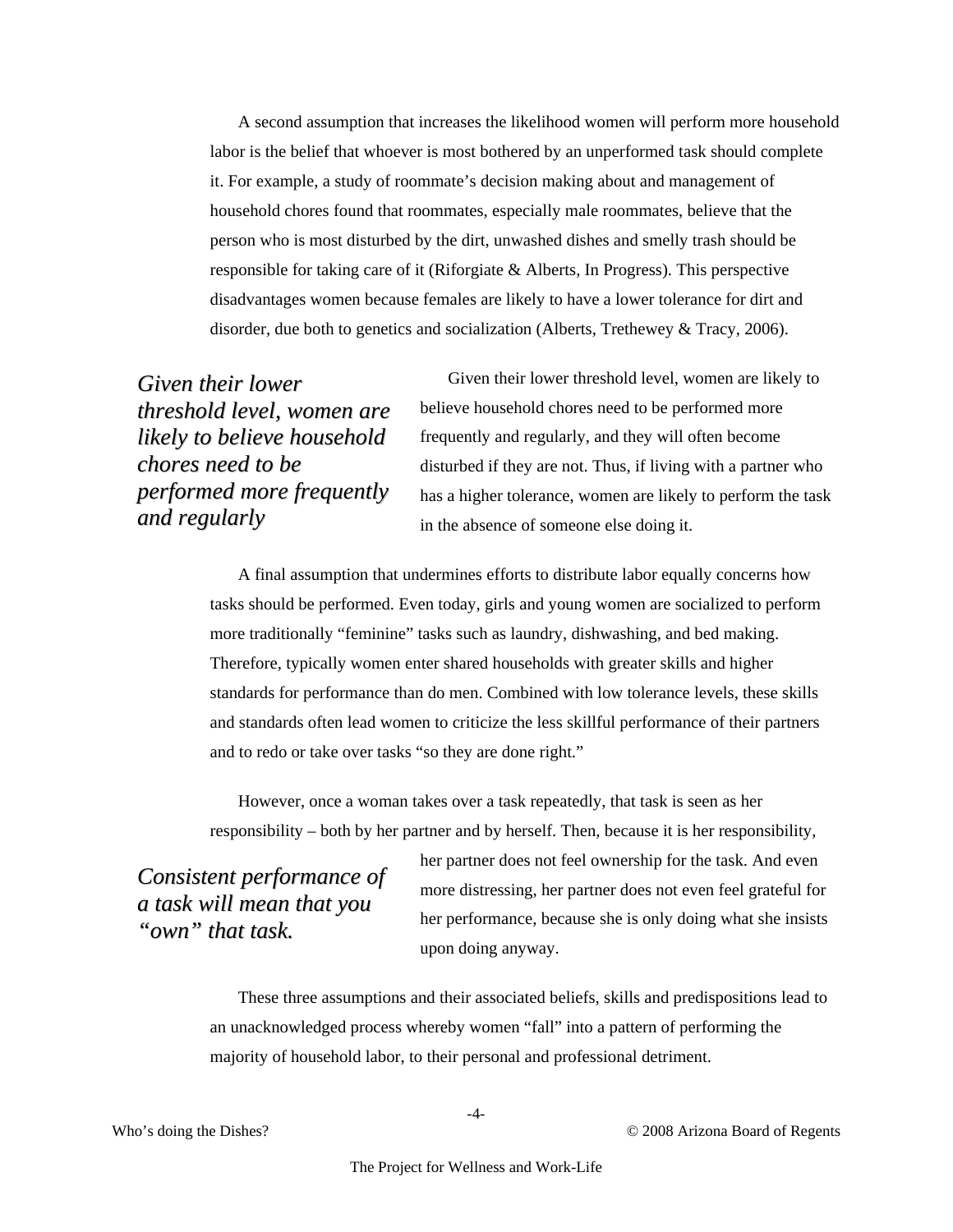A second assumption that increases the likelihood women will perform more household labor is the belief that whoever is most bothered by an unperformed task should complete it. For example, a study of roommate's decision making about and management of household chores found that roommates, especially male roommates, believe that the person who is most disturbed by the dirt, unwashed dishes and smelly trash should be responsible for taking care of it (Riforgiate & Alberts, In Progress). This perspective disadvantages women because females are likely to have a lower tolerance for dirt and disorder, due both to genetics and socialization (Alberts, Trethewey & Tracy, 2006).

> ***Given their lower threshold level, women are likely to believe household chores need to be performed more frequently and regularly***

Given their lower threshold level, women are likely to believe household chores need to be performed more frequently and regularly, and they will often become disturbed if they are not. Thus, if living with a partner who has a higher tolerance, women are likely to perform the task in the absence of someone else doing it.

A final assumption that undermines efforts to distribute labor equally concerns how tasks should be performed. Even today, girls and young women are socialized to perform more traditionally "feminine" tasks such as laundry, dishwashing, and bed making. Therefore, typically women enter shared households with greater skills and higher standards for performance than do men. Combined with low tolerance levels, these skills and standards often lead women to criticize the less skillful performance of their partners and to redo or take over tasks "so they are done right."

However, once a woman takes over a task repeatedly, that task is seen as her responsibility – both by her partner and by herself. Then, because it is her responsibility, her partner does not feel ownership for the task. And even more distressing, her partner does not even feel grateful for her performance, because she is only doing what she insists upon doing anyway.

> ***Consistent performance of a task will mean that you "own" that task.***

These three assumptions and their associated beliefs, skills and predispositions lead to an unacknowledged process whereby women "fall" into a pattern of performing the majority of household labor, to their personal and professional detriment.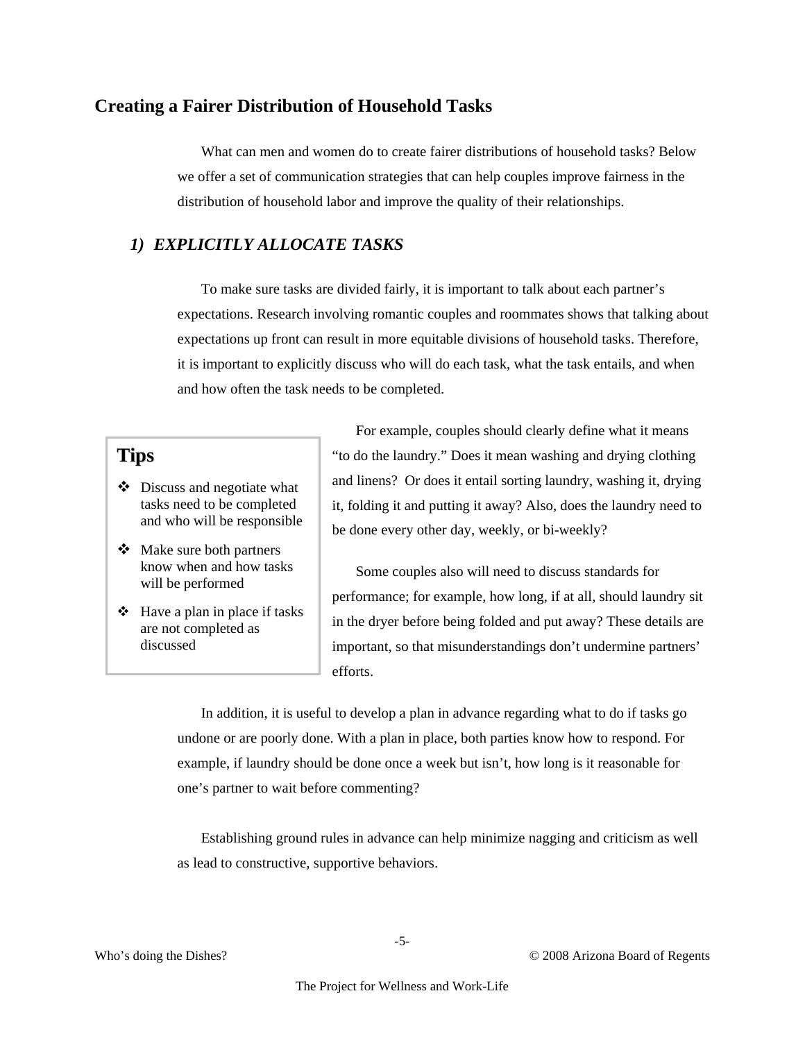## Creating a Fairer Distribution of Household Tasks

What can men and women do to create fairer distributions of household tasks? Below we offer a set of communication strategies that can help couples improve fairness in the distribution of household labor and improve the quality of their relationships.

### *1) EXPLICITLY ALLOCATE TASKS*

To make sure tasks are divided fairly, it is important to talk about each partner's expectations. Research involving romantic couples and roommates shows that talking about expectations up front can result in more equitable divisions of household tasks. Therefore, it is important to explicitly discuss who will do each task, what the task entails, and when and how often the task needs to be completed.

**Tips**

- Discuss and negotiate what tasks need to be completed and who will be responsible
- Make sure both partners know when and how tasks will be performed
- Have a plan in place if tasks are not completed as discussed

For example, couples should clearly define what it means "to do the laundry." Does it mean washing and drying clothing and linens? Or does it entail sorting laundry, washing it, drying it, folding it and putting it away? Also, does the laundry need to be done every other day, weekly, or bi-weekly?

Some couples also will need to discuss standards for performance; for example, how long, if at all, should laundry sit in the dryer before being folded and put away? These details are important, so that misunderstandings don't undermine partners' efforts.

In addition, it is useful to develop a plan in advance regarding what to do if tasks go undone or are poorly done. With a plan in place, both parties know how to respond. For example, if laundry should be done once a week but isn't, how long is it reasonable for one's partner to wait before commenting?

Establishing ground rules in advance can help minimize nagging and criticism as well as lead to constructive, supportive behaviors.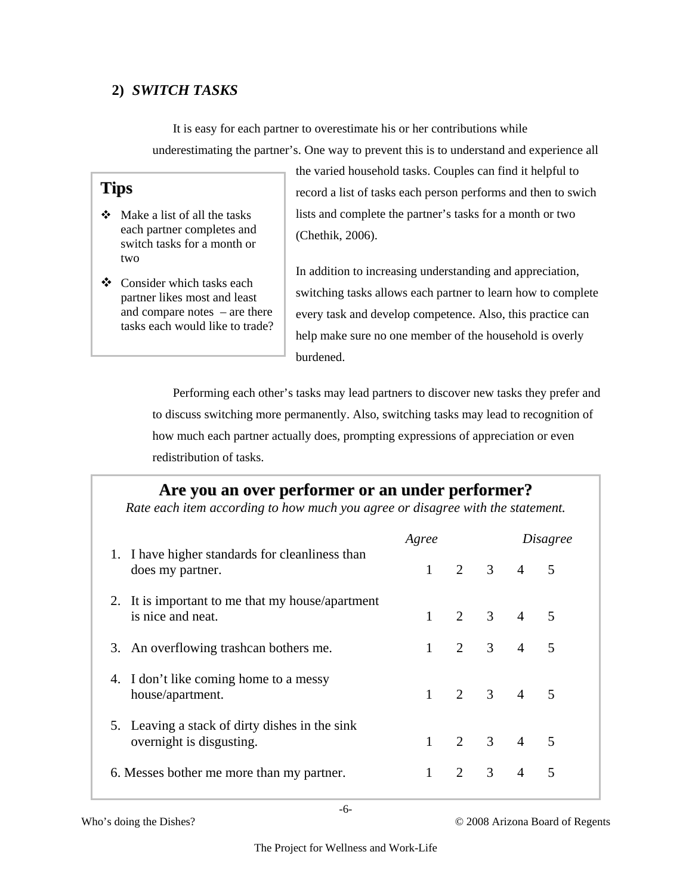## 2) *SWITCH TASKS*

It is easy for each partner to overestimate his or her contributions while underestimating the partner's. One way to prevent this is to understand and experience all the varied household tasks. Couples can find it helpful to record a list of tasks each person performs and then to swich lists and complete the partner's tasks for a month or two (Chethik, 2006).

In addition to increasing understanding and appreciation, switching tasks allows each partner to learn how to complete every task and develop competence. Also, this practice can help make sure no one member of the household is overly burdened.

> **Tips**
>
> - Make a list of all the tasks each partner completes and switch tasks for a month or two
> - Consider which tasks each partner likes most and least and compare notes – are there tasks each would like to trade?

Performing each other's tasks may lead partners to discover new tasks they prefer and to discuss switching more permanently. Also, switching tasks may lead to recognition of how much each partner actually does, prompting expressions of appreciation or even redistribution of tasks.

### Are you an over performer or an under performer?

*Rate each item according to how much you agree or disagree with the statement.*

| | *Agree* 1 | 2 | 3 | 4 | *Disagree* 5 |
|---|---|---|---|---|---|
| 1. I have higher standards for cleanliness than does my partner. | 1 | 2 | 3 | 4 | 5 |
| 2. It is important to me that my house/apartment is nice and neat. | 1 | 2 | 3 | 4 | 5 |
| 3. An overflowing trashcan bothers me. | 1 | 2 | 3 | 4 | 5 |
| 4. I don't like coming home to a messy house/apartment. | 1 | 2 | 3 | 4 | 5 |
| 5. Leaving a stack of dirty dishes in the sink overnight is disgusting. | 1 | 2 | 3 | 4 | 5 |
| 6. Messes bother me more than my partner. | 1 | 2 | 3 | 4 | 5 |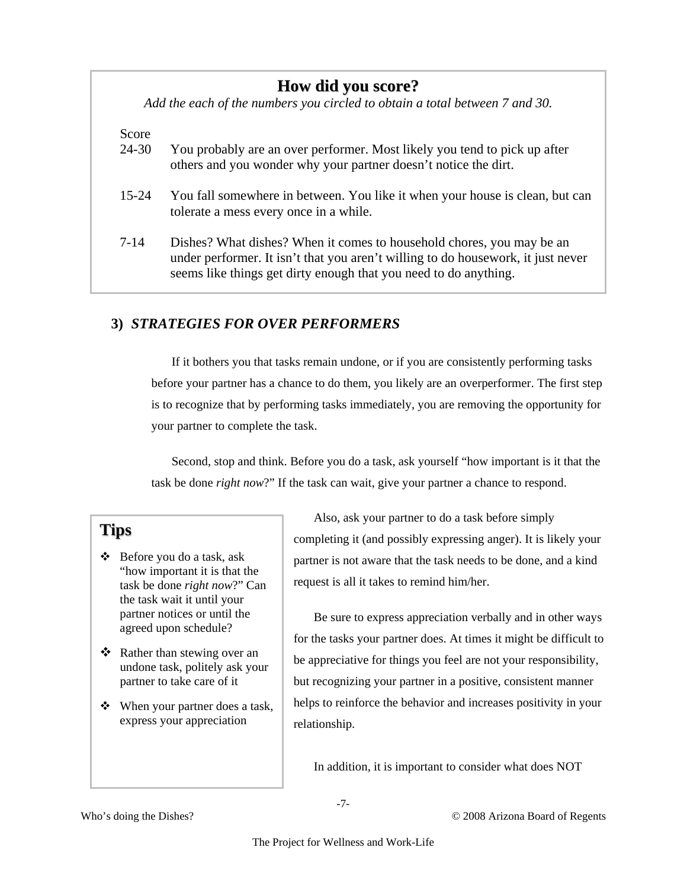## How did you score?

*Add the each of the numbers you circled to obtain a total between 7 and 30.*

| Score | |
|---|---|
| 24-30 | You probably are an over performer. Most likely you tend to pick up after others and you wonder why your partner doesn't notice the dirt. |
| 15-24 | You fall somewhere in between. You like it when your house is clean, but can tolerate a mess every once in a while. |
| 7-14 | Dishes? What dishes? When it comes to household chores, you may be an under performer. It isn't that you aren't willing to do housework, it just never seems like things get dirty enough that you need to do anything. |

### 3) *STRATEGIES FOR OVER PERFORMERS*

If it bothers you that tasks remain undone, or if you are consistently performing tasks before your partner has a chance to do them, you likely are an overperformer. The first step is to recognize that by performing tasks immediately, you are removing the opportunity for your partner to complete the task.

Second, stop and think. Before you do a task, ask yourself "how important is it that the task be done *right now*?" If the task can wait, give your partner a chance to respond.

Also, ask your partner to do a task before simply completing it (and possibly expressing anger). It is likely your partner is not aware that the task needs to be done, and a kind request is all it takes to remind him/her.

Be sure to express appreciation verbally and in other ways for the tasks your partner does. At times it might be difficult to be appreciative for things you feel are not your responsibility, but recognizing your partner in a positive, consistent manner helps to reinforce the behavior and increases positivity in your relationship.

In addition, it is important to consider what does NOT

#### Tips

- Before you do a task, ask "how important it is that the task be done *right now*?" Can the task wait it until your partner notices or until the agreed upon schedule?
- Rather than stewing over an undone task, politely ask your partner to take care of it
- When your partner does a task, express your appreciation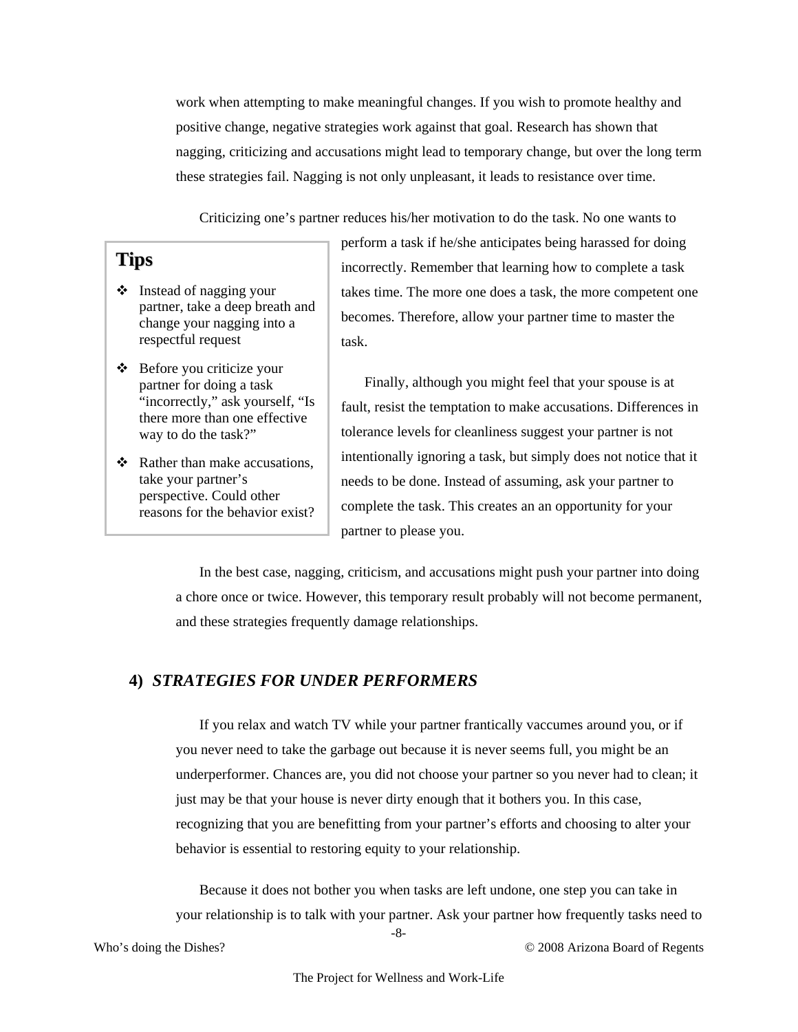work when attempting to make meaningful changes. If you wish to promote healthy and positive change, negative strategies work against that goal. Research has shown that nagging, criticizing and accusations might lead to temporary change, but over the long term these strategies fail. Nagging is not only unpleasant, it leads to resistance over time.

Criticizing one's partner reduces his/her motivation to do the task. No one wants to perform a task if he/she anticipates being harassed for doing incorrectly. Remember that learning how to complete a task takes time. The more one does a task, the more competent one becomes. Therefore, allow your partner time to master the task.

Finally, although you might feel that your spouse is at fault, resist the temptation to make accusations. Differences in tolerance levels for cleanliness suggest your partner is not intentionally ignoring a task, but simply does not notice that it needs to be done. Instead of assuming, ask your partner to complete the task. This creates an an opportunity for your partner to please you.

> **Tips**
>
> - Instead of nagging your partner, take a deep breath and change your nagging into a respectful request
> - Before you criticize your partner for doing a task "incorrectly," ask yourself, "Is there more than one effective way to do the task?"
> - Rather than make accusations, take your partner's perspective. Could other reasons for the behavior exist?

In the best case, nagging, criticism, and accusations might push your partner into doing a chore once or twice. However, this temporary result probably will not become permanent, and these strategies frequently damage relationships.

## 4) *STRATEGIES FOR UNDER PERFORMERS*

If you relax and watch TV while your partner frantically vaccumes around you, or if you never need to take the garbage out because it is never seems full, you might be an underperformer. Chances are, you did not choose your partner so you never had to clean; it just may be that your house is never dirty enough that it bothers you. In this case, recognizing that you are benefitting from your partner's efforts and choosing to alter your behavior is essential to restoring equity to your relationship.

Because it does not bother you when tasks are left undone, one step you can take in your relationship is to talk with your partner. Ask your partner how frequently tasks need to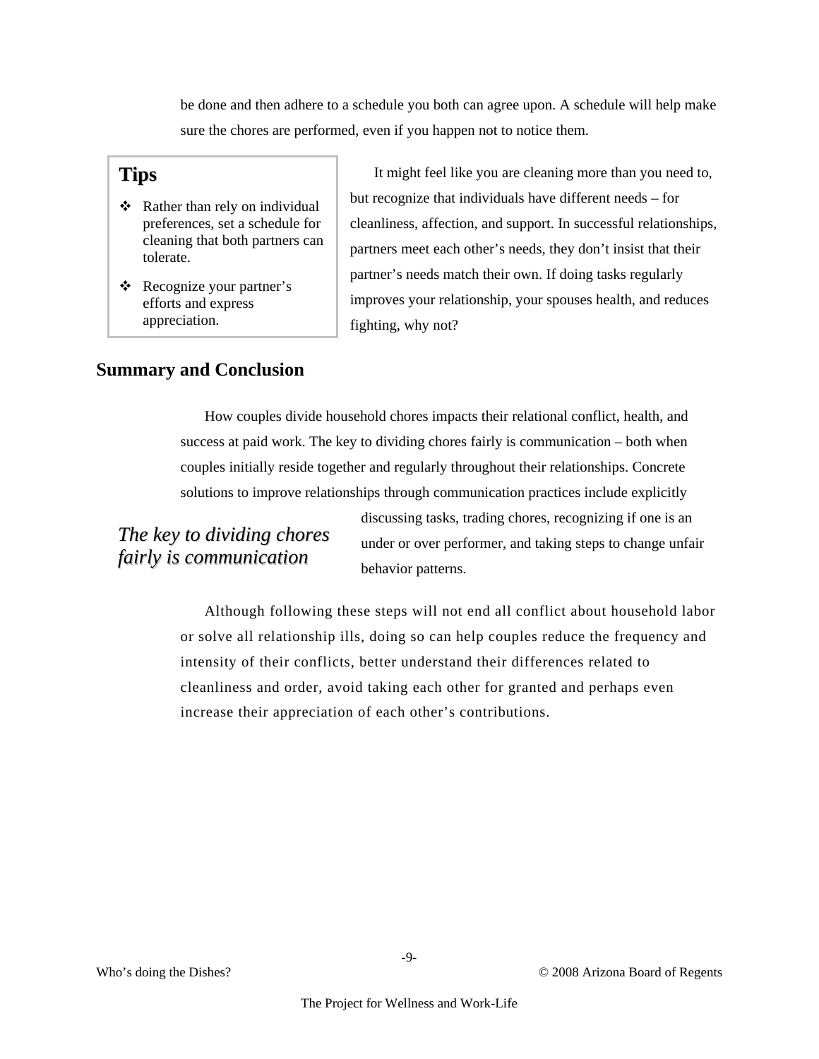be done and then adhere to a schedule you both can agree upon. A schedule will help make sure the chores are performed, even if you happen not to notice them.

**Tips**

- Rather than rely on individual preferences, set a schedule for cleaning that both partners can tolerate.
- Recognize your partner's efforts and express appreciation.

It might feel like you are cleaning more than you need to, but recognize that individuals have different needs – for cleanliness, affection, and support. In successful relationships, partners meet each other's needs, they don't insist that their partner's needs match their own. If doing tasks regularly improves your relationship, your spouses health, and reduces fighting, why not?

## Summary and Conclusion

How couples divide household chores impacts their relational conflict, health, and success at paid work. The key to dividing chores fairly is communication – both when couples initially reside together and regularly throughout their relationships. Concrete solutions to improve relationships through communication practices include explicitly discussing tasks, trading chores, recognizing if one is an under or over performer, and taking steps to change unfair behavior patterns.

*The key to dividing chores fairly is communication*

Although following these steps will not end all conflict about household labor or solve all relationship ills, doing so can help couples reduce the frequency and intensity of their conflicts, better understand their differences related to cleanliness and order, avoid taking each other for granted and perhaps even increase their appreciation of each other's contributions.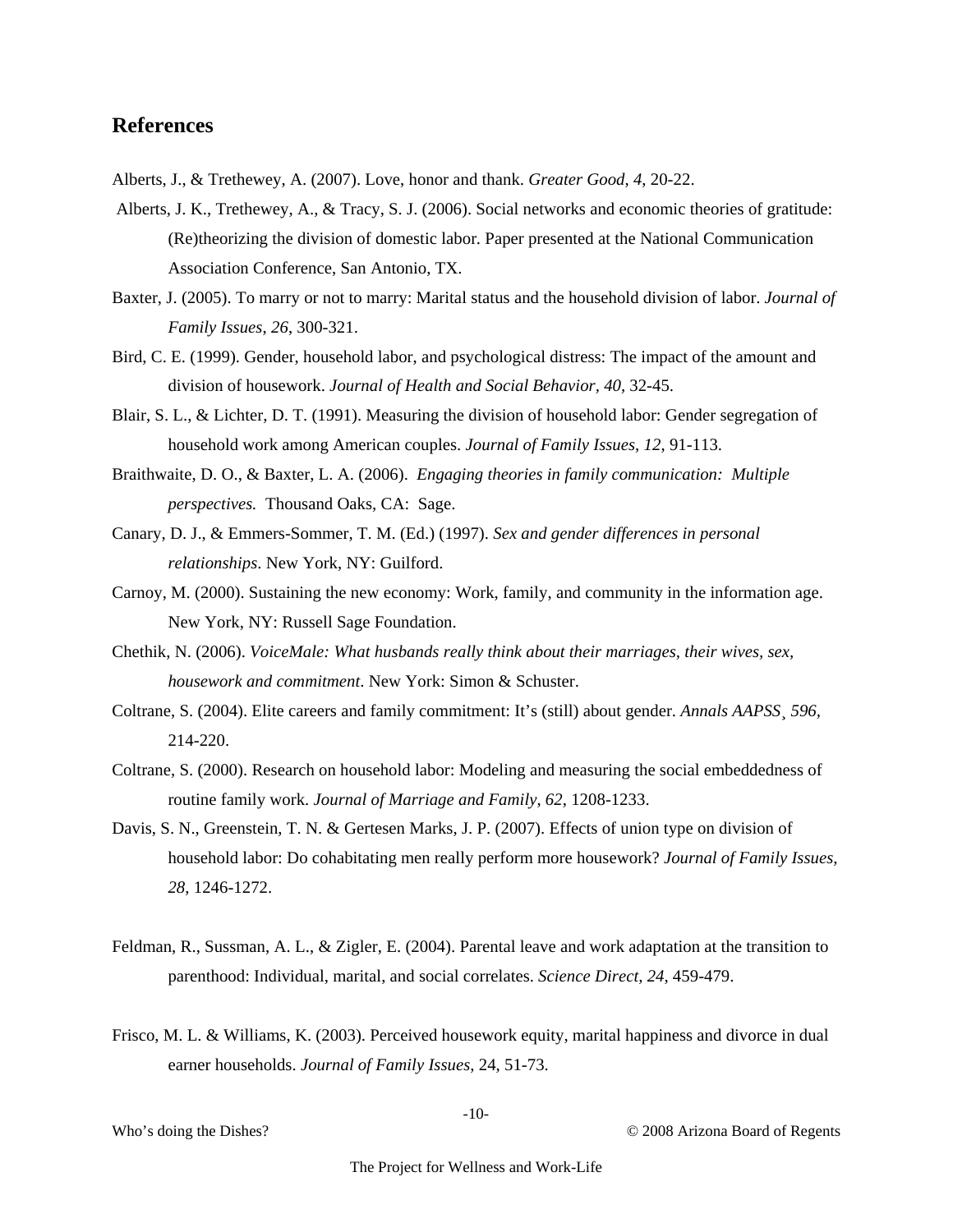## References

Alberts, J., & Trethewey, A. (2007). Love, honor and thank. *Greater Good*, *4*, 20-22.

Alberts, J. K., Trethewey, A., & Tracy, S. J. (2006). Social networks and economic theories of gratitude: (Re)theorizing the division of domestic labor. Paper presented at the National Communication Association Conference, San Antonio, TX.

Baxter, J. (2005). To marry or not to marry: Marital status and the household division of labor. *Journal of Family Issues*, *26*, 300-321.

Bird, C. E. (1999). Gender, household labor, and psychological distress: The impact of the amount and division of housework. *Journal of Health and Social Behavior*, *40*, 32-45.

Blair, S. L., & Lichter, D. T. (1991). Measuring the division of household labor: Gender segregation of household work among American couples. *Journal of Family Issues*, *12*, 91-113.

Braithwaite, D. O., & Baxter, L. A. (2006). *Engaging theories in family communication: Multiple perspectives.* Thousand Oaks, CA: Sage.

Canary, D. J., & Emmers-Sommer, T. M. (Ed.) (1997). *Sex and gender differences in personal relationships*. New York, NY: Guilford.

Carnoy, M. (2000). Sustaining the new economy: Work, family, and community in the information age. New York, NY: Russell Sage Foundation.

Chethik, N. (2006). *VoiceMale: What husbands really think about their marriages, their wives, sex, housework and commitment*. New York: Simon & Schuster.

Coltrane, S. (2004). Elite careers and family commitment: It's (still) about gender. *Annals AAPSS¸ 596*, 214-220.

Coltrane, S. (2000). Research on household labor: Modeling and measuring the social embeddedness of routine family work. *Journal of Marriage and Family*, *62*, 1208-1233.

Davis, S. N., Greenstein, T. N. & Gertesen Marks, J. P. (2007). Effects of union type on division of household labor: Do cohabitating men really perform more housework? *Journal of Family Issues, 28*, 1246-1272.

Feldman, R., Sussman, A. L., & Zigler, E. (2004). Parental leave and work adaptation at the transition to parenthood: Individual, marital, and social correlates. *Science Direct, 24*, 459-479.

Frisco, M. L. & Williams, K. (2003). Perceived housework equity, marital happiness and divorce in dual earner households. *Journal of Family Issues*, 24, 51-73.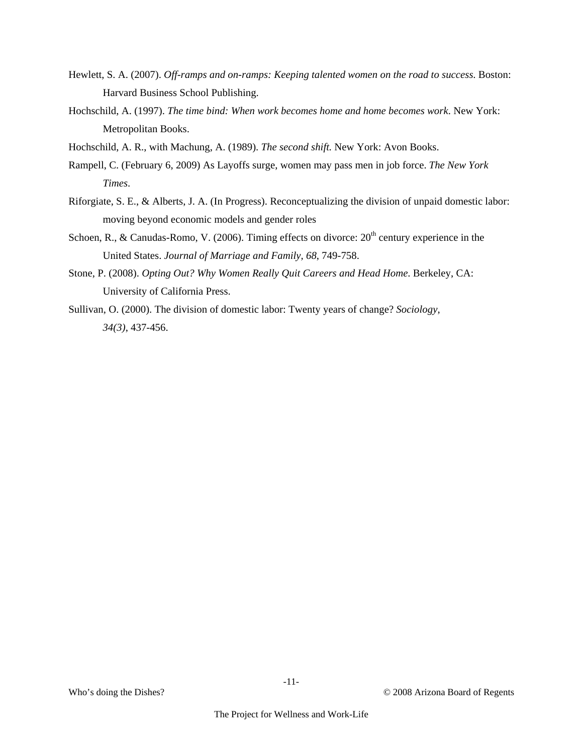Hewlett, S. A. (2007). *Off-ramps and on-ramps: Keeping talented women on the road to success.* Boston: Harvard Business School Publishing.

Hochschild, A. (1997). *The time bind: When work becomes home and home becomes work*. New York: Metropolitan Books.

Hochschild, A. R., with Machung, A. (1989). *The second shift.* New York: Avon Books.

Rampell, C. (February 6, 2009) As Layoffs surge, women may pass men in job force. *The New York Times*.

Riforgiate, S. E., & Alberts, J. A. (In Progress). Reconceptualizing the division of unpaid domestic labor: moving beyond economic models and gender roles

Schoen, R., & Canudas-Romo, V. (2006). Timing effects on divorce: 20th century experience in the United States. *Journal of Marriage and Family, 68*, 749-758.

Stone, P. (2008). *Opting Out? Why Women Really Quit Careers and Head Home*. Berkeley, CA: University of California Press.

Sullivan, O. (2000). The division of domestic labor: Twenty years of change? *Sociology*, *34(3)*, 437-456.